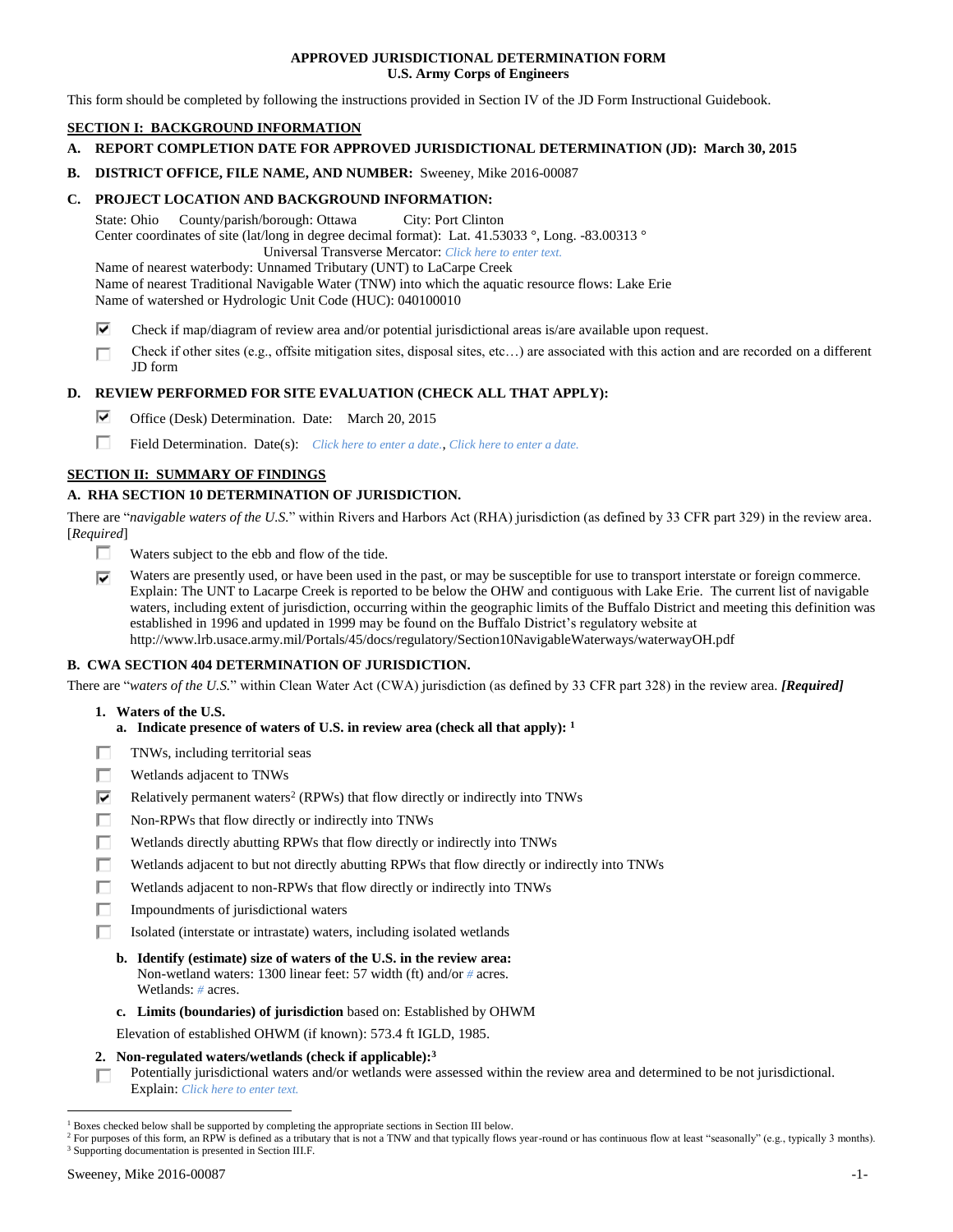**APPROVED JURISDICTIONAL DETERMINATION FORM**
**U.S. Army Corps of Engineers**

This form should be completed by following the instructions provided in Section IV of the JD Form Instructional Guidebook.

## SECTION I: BACKGROUND INFORMATION

**A. REPORT COMPLETION DATE FOR APPROVED JURISDICTIONAL DETERMINATION (JD): March 30, 2015**

**B. DISTRICT OFFICE, FILE NAME, AND NUMBER:** Sweeney, Mike 2016-00087

**C. PROJECT LOCATION AND BACKGROUND INFORMATION:**

State: Ohio County/parish/borough: Ottawa City: Port Clinton
Center coordinates of site (lat/long in degree decimal format): Lat. 41.53033 °, Long. -83.00313 °
Universal Transverse Mercator: *Click here to enter text.*
Name of nearest waterbody: Unnamed Tributary (UNT) to LaCarpe Creek
Name of nearest Traditional Navigable Water (TNW) into which the aquatic resource flows: Lake Erie
Name of watershed or Hydrologic Unit Code (HUC): 040100010

☑ Check if map/diagram of review area and/or potential jurisdictional areas is/are available upon request.

☐ Check if other sites (e.g., offsite mitigation sites, disposal sites, etc…) are associated with this action and are recorded on a different JD form

**D. REVIEW PERFORMED FOR SITE EVALUATION (CHECK ALL THAT APPLY):**

☑ Office (Desk) Determination. Date: March 20, 2015

☐ Field Determination. Date(s): *Click here to enter a date.*, *Click here to enter a date.*

## SECTION II: SUMMARY OF FINDINGS

**A. RHA SECTION 10 DETERMINATION OF JURISDICTION.**

There are "*navigable waters of the U.S.*" within Rivers and Harbors Act (RHA) jurisdiction (as defined by 33 CFR part 329) in the review area. [*Required*]

☐ Waters subject to the ebb and flow of the tide.

☑ Waters are presently used, or have been used in the past, or may be susceptible for use to transport interstate or foreign commerce. Explain: The UNT to Lacarpe Creek is reported to be below the OHW and contiguous with Lake Erie. The current list of navigable waters, including extent of jurisdiction, occurring within the geographic limits of the Buffalo District and meeting this definition was established in 1996 and updated in 1999 may be found on the Buffalo District's regulatory website at http://www.lrb.usace.army.mil/Portals/45/docs/regulatory/Section10NavigableWaterways/waterwayOH.pdf

**B. CWA SECTION 404 DETERMINATION OF JURISDICTION.**

There are "*waters of the U.S.*" within Clean Water Act (CWA) jurisdiction (as defined by 33 CFR part 328) in the review area. ***[Required]***

**1. Waters of the U.S.**

**a. Indicate presence of waters of U.S. in review area (check all that apply): [1]**

☐ TNWs, including territorial seas

☐ Wetlands adjacent to TNWs

☑ Relatively permanent waters[2] (RPWs) that flow directly or indirectly into TNWs

☐ Non-RPWs that flow directly or indirectly into TNWs

☐ Wetlands directly abutting RPWs that flow directly or indirectly into TNWs

☐ Wetlands adjacent to but not directly abutting RPWs that flow directly or indirectly into TNWs

☐ Wetlands adjacent to non-RPWs that flow directly or indirectly into TNWs

☐ Impoundments of jurisdictional waters

☐ Isolated (interstate or intrastate) waters, including isolated wetlands

**b. Identify (estimate) size of waters of the U.S. in the review area:**
Non-wetland waters: 1300 linear feet: 57 width (ft) and/or *#* acres.
Wetlands: *#* acres.

**c. Limits (boundaries) of jurisdiction** based on: Established by OHWM

Elevation of established OHWM (if known): 573.4 ft IGLD, 1985.

**2. Non-regulated waters/wetlands (check if applicable):[3]**

☐ Potentially jurisdictional waters and/or wetlands were assessed within the review area and determined to be not jurisdictional. Explain: *Click here to enter text.*

---

[1] Boxes checked below shall be supported by completing the appropriate sections in Section III below.
[2] For purposes of this form, an RPW is defined as a tributary that is not a TNW and that typically flows year-round or has continuous flow at least "seasonally" (e.g., typically 3 months).
[3] Supporting documentation is presented in Section III.F.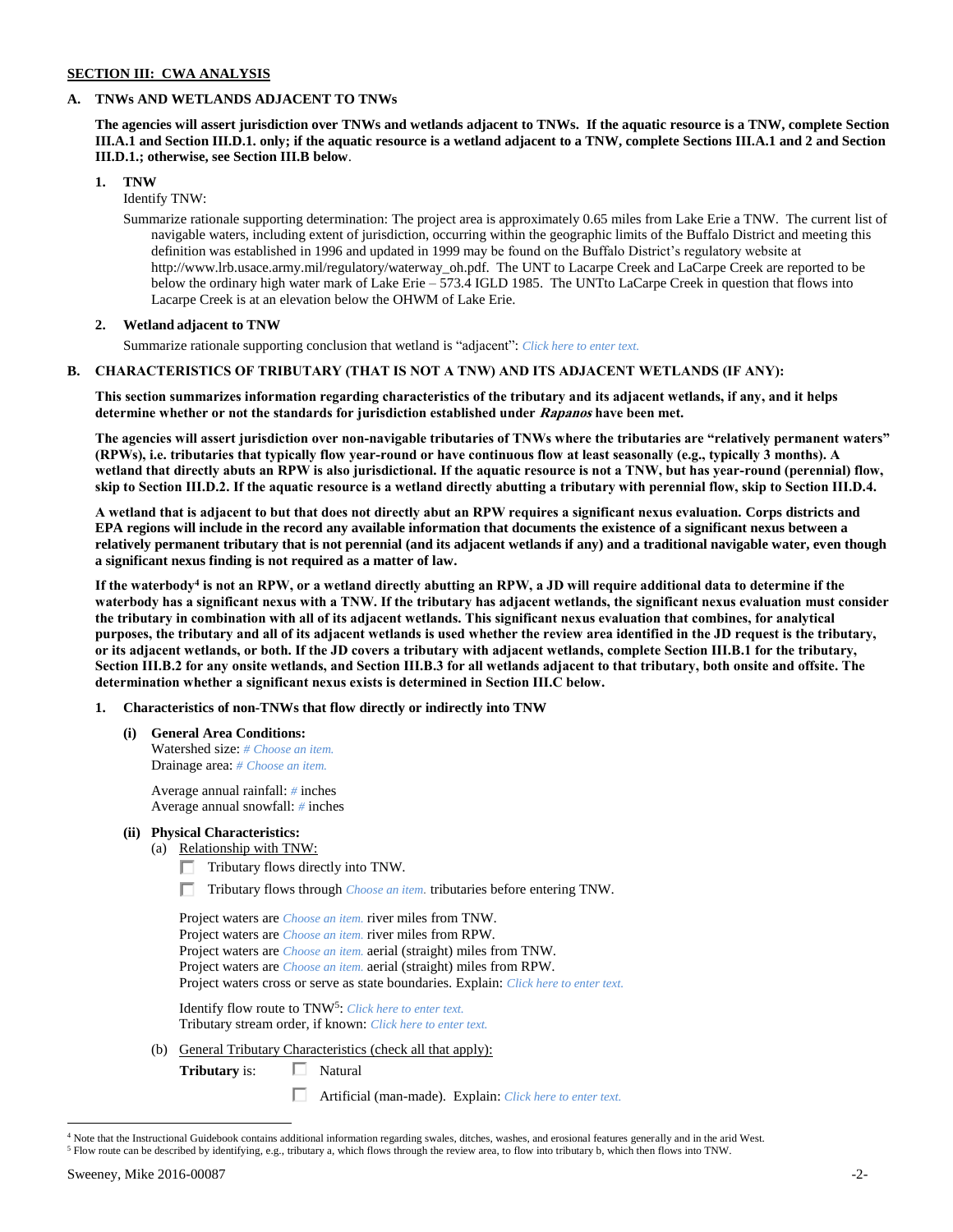## SECTION III: CWA ANALYSIS

### A. TNWs AND WETLANDS ADJACENT TO TNWs

**The agencies will assert jurisdiction over TNWs and wetlands adjacent to TNWs. If the aquatic resource is a TNW, complete Section III.A.1 and Section III.D.1. only; if the aquatic resource is a wetland adjacent to a TNW, complete Sections III.A.1 and 2 and Section III.D.1.; otherwise, see Section III.B below**.

**1. TNW**

Identify TNW:

Summarize rationale supporting determination: The project area is approximately 0.65 miles from Lake Erie a TNW. The current list of navigable waters, including extent of jurisdiction, occurring within the geographic limits of the Buffalo District and meeting this definition was established in 1996 and updated in 1999 may be found on the Buffalo District's regulatory website at http://www.lrb.usace.army.mil/regulatory/waterway_oh.pdf. The UNT to Lacarpe Creek and LaCarpe Creek are reported to be below the ordinary high water mark of Lake Erie – 573.4 IGLD 1985. The UNTto LaCarpe Creek in question that flows into Lacarpe Creek is at an elevation below the OHWM of Lake Erie.

**2. Wetland adjacent to TNW**

Summarize rationale supporting conclusion that wetland is "adjacent": *Click here to enter text.*

### B. CHARACTERISTICS OF TRIBUTARY (THAT IS NOT A TNW) AND ITS ADJACENT WETLANDS (IF ANY):

**This section summarizes information regarding characteristics of the tributary and its adjacent wetlands, if any, and it helps determine whether or not the standards for jurisdiction established under *Rapanos* have been met.**

**The agencies will assert jurisdiction over non-navigable tributaries of TNWs where the tributaries are "relatively permanent waters" (RPWs), i.e. tributaries that typically flow year-round or have continuous flow at least seasonally (e.g., typically 3 months). A wetland that directly abuts an RPW is also jurisdictional. If the aquatic resource is not a TNW, but has year-round (perennial) flow, skip to Section III.D.2. If the aquatic resource is a wetland directly abutting a tributary with perennial flow, skip to Section III.D.4.**

**A wetland that is adjacent to but that does not directly abut an RPW requires a significant nexus evaluation. Corps districts and EPA regions will include in the record any available information that documents the existence of a significant nexus between a relatively permanent tributary that is not perennial (and its adjacent wetlands if any) and a traditional navigable water, even though a significant nexus finding is not required as a matter of law.**

**If the waterbody[4] is not an RPW, or a wetland directly abutting an RPW, a JD will require additional data to determine if the waterbody has a significant nexus with a TNW. If the tributary has adjacent wetlands, the significant nexus evaluation must consider the tributary in combination with all of its adjacent wetlands. This significant nexus evaluation that combines, for analytical purposes, the tributary and all of its adjacent wetlands is used whether the review area identified in the JD request is the tributary, or its adjacent wetlands, or both. If the JD covers a tributary with adjacent wetlands, complete Section III.B.1 for the tributary, Section III.B.2 for any onsite wetlands, and Section III.B.3 for all wetlands adjacent to that tributary, both onsite and offsite. The determination whether a significant nexus exists is determined in Section III.C below.**

**1. Characteristics of non-TNWs that flow directly or indirectly into TNW**

**(i) General Area Conditions:**

Watershed size: *# Choose an item.*
Drainage area: *# Choose an item.*

Average annual rainfall: *#* inches
Average annual snowfall: *#* inches

**(ii) Physical Characteristics:**

(a) Relationship with TNW:

☐ Tributary flows directly into TNW.

☐ Tributary flows through *Choose an item.* tributaries before entering TNW.

Project waters are *Choose an item.* river miles from TNW.
Project waters are *Choose an item.* river miles from RPW.
Project waters are *Choose an item.* aerial (straight) miles from TNW.
Project waters are *Choose an item.* aerial (straight) miles from RPW.
Project waters cross or serve as state boundaries. Explain: *Click here to enter text.*

Identify flow route to TNW[5]: *Click here to enter text.*
Tributary stream order, if known: *Click here to enter text.*

(b) General Tributary Characteristics (check all that apply):

**Tributary** is: ☐ Natural

☐ Artificial (man-made). Explain: *Click here to enter text.*

---

[4] Note that the Instructional Guidebook contains additional information regarding swales, ditches, washes, and erosional features generally and in the arid West.
[5] Flow route can be described by identifying, e.g., tributary a, which flows through the review area, to flow into tributary b, which then flows into TNW.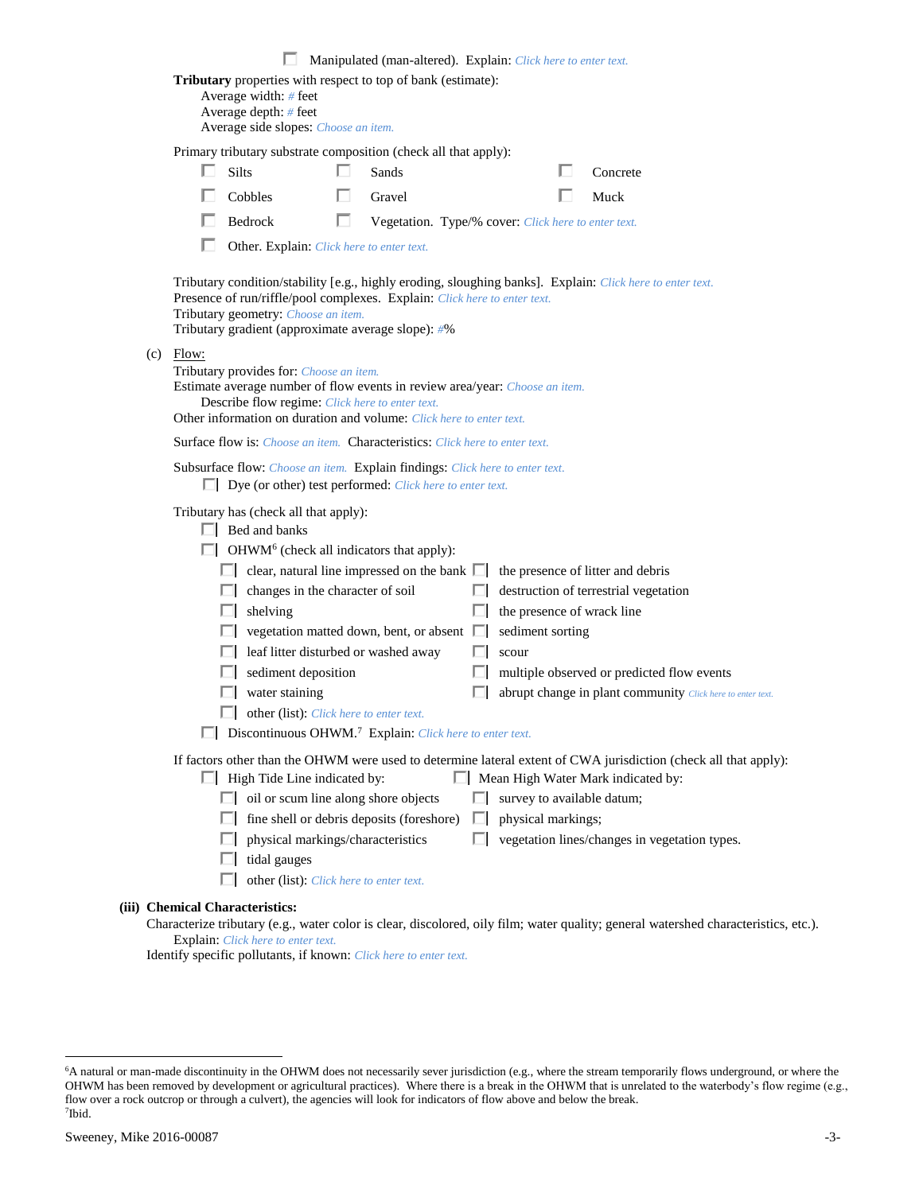☐ Manipulated (man-altered). Explain: *Click here to enter text.*

**Tributary** properties with respect to top of bank (estimate):
Average width: # feet
Average depth: # feet
Average side slopes: *Choose an item.*

Primary tributary substrate composition (check all that apply):

☐ Silts ☐ Sands ☐ Concrete
☐ Cobbles ☐ Gravel ☐ Muck
☐ Bedrock ☐ Vegetation. Type/% cover: *Click here to enter text.*
☐ Other. Explain: *Click here to enter text.*

Tributary condition/stability [e.g., highly eroding, sloughing banks]. Explain: *Click here to enter text.*
Presence of run/riffle/pool complexes. Explain: *Click here to enter text.*
Tributary geometry: *Choose an item.*
Tributary gradient (approximate average slope): #%

(c) Flow:
Tributary provides for: *Choose an item.*
Estimate average number of flow events in review area/year: *Choose an item.*
Describe flow regime: *Click here to enter text.*
Other information on duration and volume: *Click here to enter text.*

Surface flow is: *Choose an item.* Characteristics: *Click here to enter text.*

Subsurface flow: *Choose an item.* Explain findings: *Click here to enter text.*
☐ Dye (or other) test performed: *Click here to enter text.*

Tributary has (check all that apply):
☐ Bed and banks
☐ OHWM[6] (check all indicators that apply):
☐ clear, natural line impressed on the bank ☐ the presence of litter and debris
☐ changes in the character of soil ☐ destruction of terrestrial vegetation
☐ shelving ☐ the presence of wrack line
☐ vegetation matted down, bent, or absent ☐ sediment sorting
☐ leaf litter disturbed or washed away ☐ scour
☐ sediment deposition ☐ multiple observed or predicted flow events
☐ water staining ☐ abrupt change in plant community *Click here to enter text.*
☐ other (list): *Click here to enter text.*
☐ Discontinuous OHWM.[7] Explain: *Click here to enter text.*

If factors other than the OHWM were used to determine lateral extent of CWA jurisdiction (check all that apply):
☐ High Tide Line indicated by: ☐ Mean High Water Mark indicated by:
☐ oil or scum line along shore objects ☐ survey to available datum;
☐ fine shell or debris deposits (foreshore) ☐ physical markings;
☐ physical markings/characteristics ☐ vegetation lines/changes in vegetation types.
☐ tidal gauges
☐ other (list): *Click here to enter text.*

**(iii) Chemical Characteristics:**
Characterize tributary (e.g., water color is clear, discolored, oily film; water quality; general watershed characteristics, etc.).
Explain: *Click here to enter text.*
Identify specific pollutants, if known: *Click here to enter text.*

---

[6]A natural or man-made discontinuity in the OHWM does not necessarily sever jurisdiction (e.g., where the stream temporarily flows underground, or where the OHWM has been removed by development or agricultural practices). Where there is a break in the OHWM that is unrelated to the waterbody's flow regime (e.g., flow over a rock outcrop or through a culvert), the agencies will look for indicators of flow above and below the break.
[7]Ibid.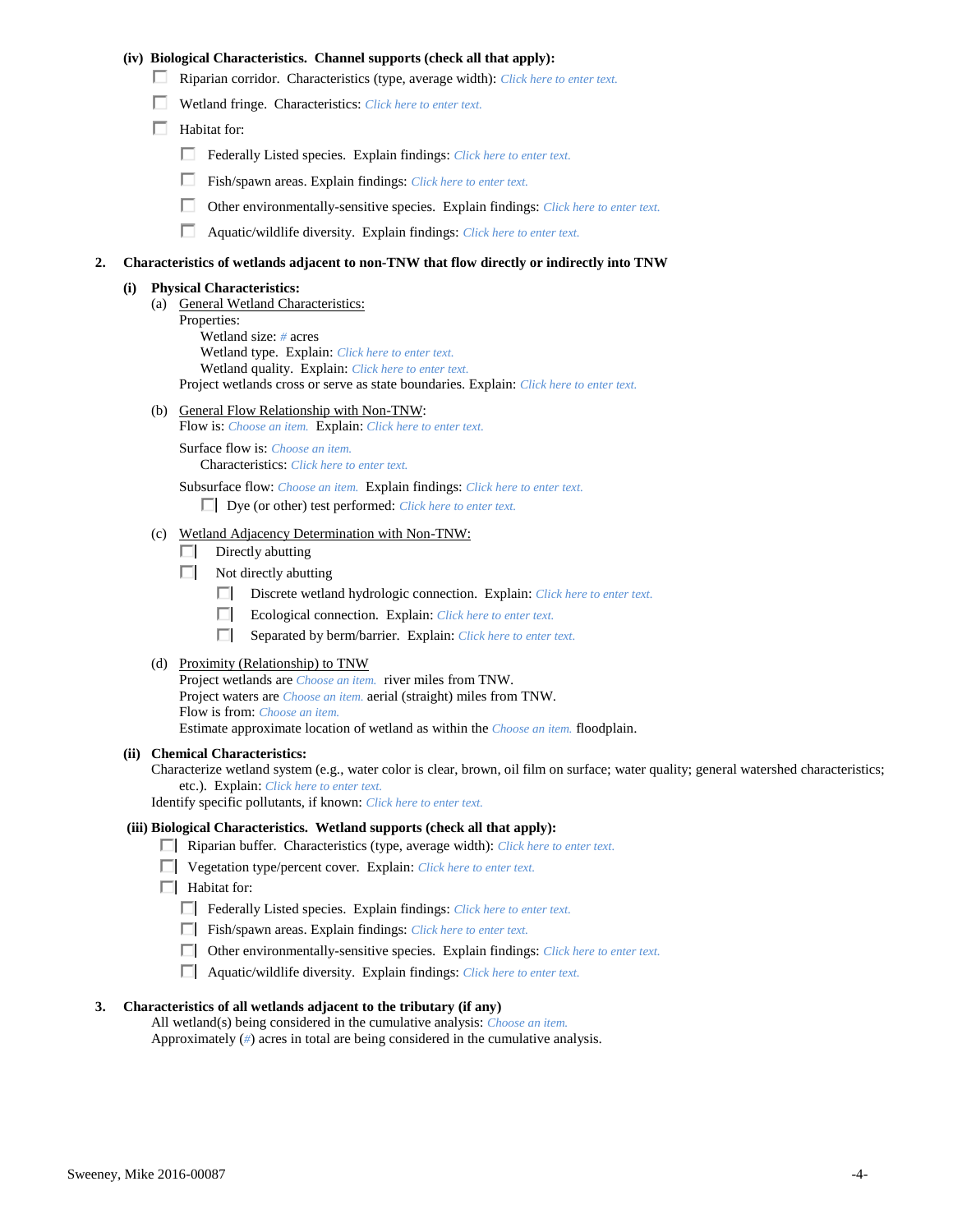**(iv) Biological Characteristics. Channel supports (check all that apply):**

- ☐ Riparian corridor. Characteristics (type, average width): *Click here to enter text.*
- ☐ Wetland fringe. Characteristics: *Click here to enter text.*
- ☐ Habitat for:
  - ☐ Federally Listed species. Explain findings: *Click here to enter text.*
  - ☐ Fish/spawn areas. Explain findings: *Click here to enter text.*
  - ☐ Other environmentally-sensitive species. Explain findings: *Click here to enter text.*
  - ☐ Aquatic/wildlife diversity. Explain findings: *Click here to enter text.*

**2. Characteristics of wetlands adjacent to non-TNW that flow directly or indirectly into TNW**

**(i) Physical Characteristics:**

(a) General Wetland Characteristics:

Properties:

Wetland size: *#* acres

Wetland type. Explain: *Click here to enter text.*

Wetland quality. Explain: *Click here to enter text.*

Project wetlands cross or serve as state boundaries. Explain: *Click here to enter text.*

(b) General Flow Relationship with Non-TNW:

Flow is: *Choose an item.* Explain: *Click here to enter text.*

Surface flow is: *Choose an item.*

Characteristics: *Click here to enter text.*

Subsurface flow: *Choose an item.* Explain findings: *Click here to enter text.*

- ☐ Dye (or other) test performed: *Click here to enter text.*

(c) Wetland Adjacency Determination with Non-TNW:

- ☐ Directly abutting
- ☐ Not directly abutting
  - ☐ Discrete wetland hydrologic connection. Explain: *Click here to enter text.*
  - ☐ Ecological connection. Explain: *Click here to enter text.*
  - ☐ Separated by berm/barrier. Explain: *Click here to enter text.*

(d) Proximity (Relationship) to TNW

Project wetlands are *Choose an item.* river miles from TNW.

Project waters are *Choose an item.* aerial (straight) miles from TNW.

Flow is from: *Choose an item.*

Estimate approximate location of wetland as within the *Choose an item.* floodplain.

**(ii) Chemical Characteristics:**

Characterize wetland system (e.g., water color is clear, brown, oil film on surface; water quality; general watershed characteristics; etc.). Explain: *Click here to enter text.*

Identify specific pollutants, if known: *Click here to enter text.*

**(iii) Biological Characteristics. Wetland supports (check all that apply):**

- ☐ Riparian buffer. Characteristics (type, average width): *Click here to enter text.*
- ☐ Vegetation type/percent cover. Explain: *Click here to enter text.*
- ☐ Habitat for:
  - ☐ Federally Listed species. Explain findings: *Click here to enter text.*
  - ☐ Fish/spawn areas. Explain findings: *Click here to enter text.*
  - ☐ Other environmentally-sensitive species. Explain findings: *Click here to enter text.*
  - ☐ Aquatic/wildlife diversity. Explain findings: *Click here to enter text.*

**3. Characteristics of all wetlands adjacent to the tributary (if any)**

All wetland(s) being considered in the cumulative analysis: *Choose an item.*

Approximately (*#*) acres in total are being considered in the cumulative analysis.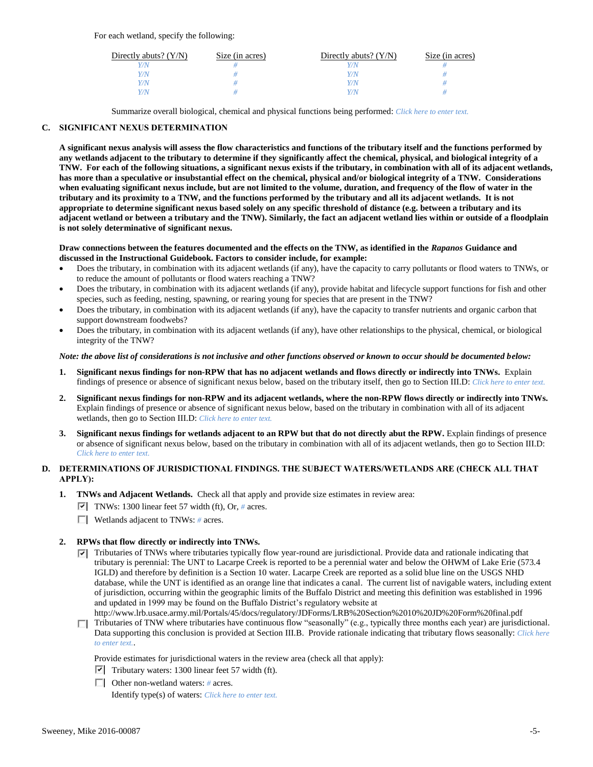For each wetland, specify the following:

| Directly abuts? (Y/N) | Size (in acres) | Directly abuts? (Y/N) | Size (in acres) |
|---|---|---|---|
| Y/N | # | Y/N | # |
| Y/N | # | Y/N | # |
| Y/N | # | Y/N | # |
| Y/N | # | Y/N | # |

Summarize overall biological, chemical and physical functions being performed: Click here to enter text.

## C. SIGNIFICANT NEXUS DETERMINATION

**A significant nexus analysis will assess the flow characteristics and functions of the tributary itself and the functions performed by any wetlands adjacent to the tributary to determine if they significantly affect the chemical, physical, and biological integrity of a TNW. For each of the following situations, a significant nexus exists if the tributary, in combination with all of its adjacent wetlands, has more than a speculative or insubstantial effect on the chemical, physical and/or biological integrity of a TNW. Considerations when evaluating significant nexus include, but are not limited to the volume, duration, and frequency of the flow of water in the tributary and its proximity to a TNW, and the functions performed by the tributary and all its adjacent wetlands. It is not appropriate to determine significant nexus based solely on any specific threshold of distance (e.g. between a tributary and its adjacent wetland or between a tributary and the TNW). Similarly, the fact an adjacent wetland lies within or outside of a floodplain is not solely determinative of significant nexus.**

**Draw connections between the features documented and the effects on the TNW, as identified in the *Rapanos* Guidance and discussed in the Instructional Guidebook. Factors to consider include, for example:**

- Does the tributary, in combination with its adjacent wetlands (if any), have the capacity to carry pollutants or flood waters to TNWs, or to reduce the amount of pollutants or flood waters reaching a TNW?
- Does the tributary, in combination with its adjacent wetlands (if any), provide habitat and lifecycle support functions for fish and other species, such as feeding, nesting, spawning, or rearing young for species that are present in the TNW?
- Does the tributary, in combination with its adjacent wetlands (if any), have the capacity to transfer nutrients and organic carbon that support downstream foodwebs?
- Does the tributary, in combination with its adjacent wetlands (if any), have other relationships to the physical, chemical, or biological integrity of the TNW?

*Note: the above list of considerations is not inclusive and other functions observed or known to occur should be documented below:*

1. **Significant nexus findings for non-RPW that has no adjacent wetlands and flows directly or indirectly into TNWs.** Explain findings of presence or absence of significant nexus below, based on the tributary itself, then go to Section III.D: Click here to enter text.

2. **Significant nexus findings for non-RPW and its adjacent wetlands, where the non-RPW flows directly or indirectly into TNWs.** Explain findings of presence or absence of significant nexus below, based on the tributary in combination with all of its adjacent wetlands, then go to Section III.D: Click here to enter text.

3. **Significant nexus findings for wetlands adjacent to an RPW but that do not directly abut the RPW.** Explain findings of presence or absence of significant nexus below, based on the tributary in combination with all of its adjacent wetlands, then go to Section III.D: Click here to enter text.

## D. DETERMINATIONS OF JURISDICTIONAL FINDINGS. THE SUBJECT WATERS/WETLANDS ARE (CHECK ALL THAT APPLY):

1. **TNWs and Adjacent Wetlands.** Check all that apply and provide size estimates in review area:
   - ☑ TNWs: 1300 linear feet 57 width (ft), Or, # acres.
   - ☐ Wetlands adjacent to TNWs: # acres.

2. **RPWs that flow directly or indirectly into TNWs.**
   - ☑ Tributaries of TNWs where tributaries typically flow year-round are jurisdictional. Provide data and rationale indicating that tributary is perennial: The UNT to Lacarpe Creek is reported to be a perennial water and below the OHWM of Lake Erie (573.4 IGLD) and therefore by definition is a Section 10 water. Lacarpe Creek are reported as a solid blue line on the USGS NHD database, while the UNT is identified as an orange line that indicates a canal. The current list of navigable waters, including extent of jurisdiction, occurring within the geographic limits of the Buffalo District and meeting this definition was established in 1996 and updated in 1999 may be found on the Buffalo District's regulatory website at http://www.lrb.usace.army.mil/Portals/45/docs/regulatory/JDForms/LRB%20Section%2010%20JD%20Form%20final.pdf
   - ☐ Tributaries of TNW where tributaries have continuous flow "seasonally" (e.g., typically three months each year) are jurisdictional. Data supporting this conclusion is provided at Section III.B. Provide rationale indicating that tributary flows seasonally: Click here to enter text..

   Provide estimates for jurisdictional waters in the review area (check all that apply):
   - ☑ Tributary waters: 1300 linear feet 57 width (ft).
   - ☐ Other non-wetland waters: # acres.
     Identify type(s) of waters: Click here to enter text.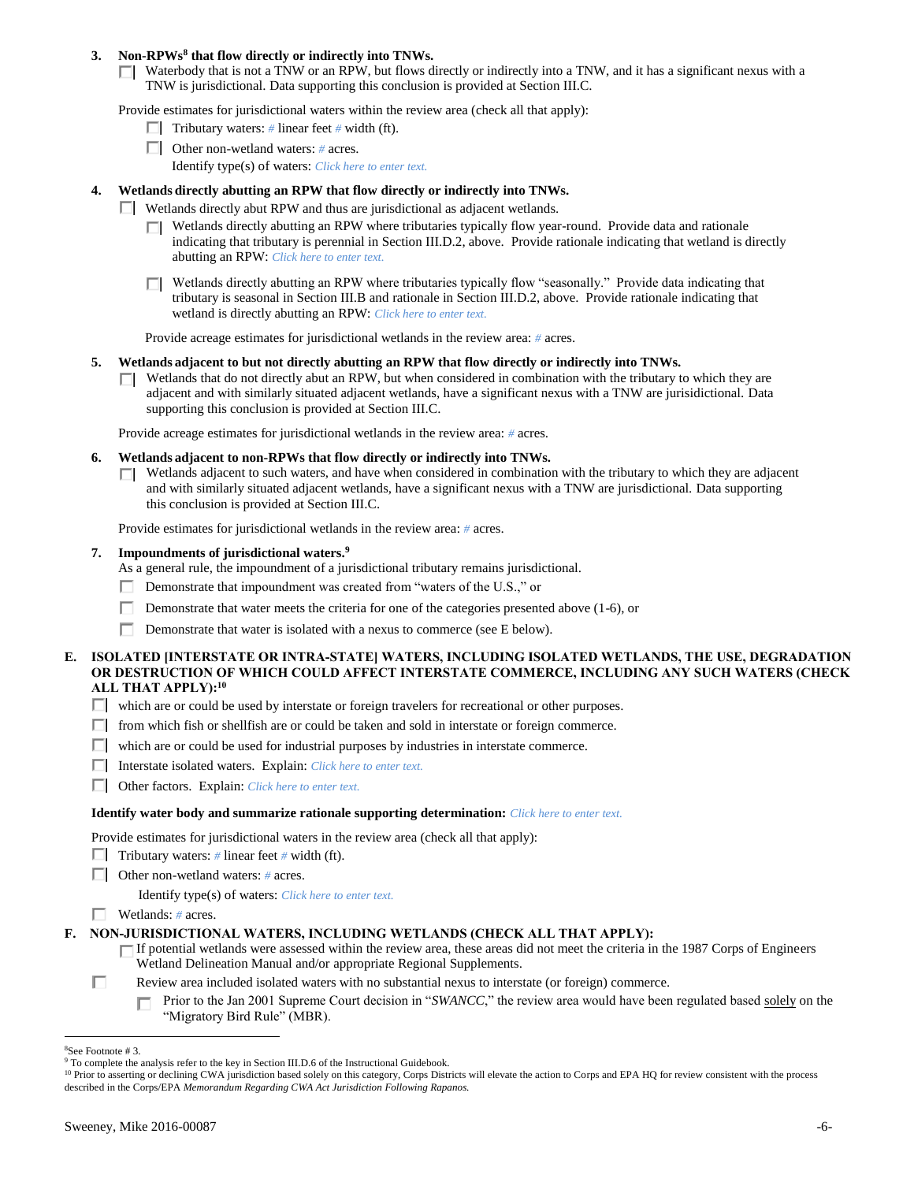**3. Non-RPWs[8] that flow directly or indirectly into TNWs.**

☐ Waterbody that is not a TNW or an RPW, but flows directly or indirectly into a TNW, and it has a significant nexus with a TNW is jurisdictional. Data supporting this conclusion is provided at Section III.C.

Provide estimates for jurisdictional waters within the review area (check all that apply):

- ☐ Tributary waters: # linear feet # width (ft).
- ☐ Other non-wetland waters: # acres.
  Identify type(s) of waters: *Click here to enter text.*

**4. Wetlands directly abutting an RPW that flow directly or indirectly into TNWs.**

☐ Wetlands directly abut RPW and thus are jurisdictional as adjacent wetlands.

- ☐ Wetlands directly abutting an RPW where tributaries typically flow year-round. Provide data and rationale indicating that tributary is perennial in Section III.D.2, above. Provide rationale indicating that wetland is directly abutting an RPW: *Click here to enter text.*
- ☐ Wetlands directly abutting an RPW where tributaries typically flow "seasonally." Provide data indicating that tributary is seasonal in Section III.B and rationale in Section III.D.2, above. Provide rationale indicating that wetland is directly abutting an RPW: *Click here to enter text.*

Provide acreage estimates for jurisdictional wetlands in the review area: # acres.

**5. Wetlands adjacent to but not directly abutting an RPW that flow directly or indirectly into TNWs.**

☐ Wetlands that do not directly abut an RPW, but when considered in combination with the tributary to which they are adjacent and with similarly situated adjacent wetlands, have a significant nexus with a TNW are jurisdictional. Data supporting this conclusion is provided at Section III.C.

Provide acreage estimates for jurisdictional wetlands in the review area: # acres.

**6. Wetlands adjacent to non-RPWs that flow directly or indirectly into TNWs.**

☐ Wetlands adjacent to such waters, and have when considered in combination with the tributary to which they are adjacent and with similarly situated adjacent wetlands, have a significant nexus with a TNW are jurisdictional. Data supporting this conclusion is provided at Section III.C.

Provide estimates for jurisdictional wetlands in the review area: # acres.

**7. Impoundments of jurisdictional waters.[9]**

As a general rule, the impoundment of a jurisdictional tributary remains jurisdictional.

- ☐ Demonstrate that impoundment was created from "waters of the U.S.," or
- ☐ Demonstrate that water meets the criteria for one of the categories presented above (1-6), or
- ☐ Demonstrate that water is isolated with a nexus to commerce (see E below).

**E. ISOLATED [INTERSTATE OR INTRA-STATE] WATERS, INCLUDING ISOLATED WETLANDS, THE USE, DEGRADATION OR DESTRUCTION OF WHICH COULD AFFECT INTERSTATE COMMERCE, INCLUDING ANY SUCH WATERS (CHECK ALL THAT APPLY):[10]**

- ☐ which are or could be used by interstate or foreign travelers for recreational or other purposes.
- ☐ from which fish or shellfish are or could be taken and sold in interstate or foreign commerce.
- ☐ which are or could be used for industrial purposes by industries in interstate commerce.
- ☐ Interstate isolated waters. Explain: *Click here to enter text.*
- ☐ Other factors. Explain: *Click here to enter text.*

**Identify water body and summarize rationale supporting determination:** *Click here to enter text.*

Provide estimates for jurisdictional waters in the review area (check all that apply):

- ☐ Tributary waters: # linear feet # width (ft).
- ☐ Other non-wetland waters: # acres.
  Identify type(s) of waters: *Click here to enter text.*
- ☐ Wetlands: # acres.

**F. NON-JURISDICTIONAL WATERS, INCLUDING WETLANDS (CHECK ALL THAT APPLY):**

☐ If potential wetlands were assessed within the review area, these areas did not meet the criteria in the 1987 Corps of Engineers Wetland Delineation Manual and/or appropriate Regional Supplements.

☐ Review area included isolated waters with no substantial nexus to interstate (or foreign) commerce.

- ☐ Prior to the Jan 2001 Supreme Court decision in "*SWANCC*," the review area would have been regulated based solely on the "Migratory Bird Rule" (MBR).

---

[8] See Footnote # 3.

[9] To complete the analysis refer to the key in Section III.D.6 of the Instructional Guidebook.

[10] Prior to asserting or declining CWA jurisdiction based solely on this category, Corps Districts will elevate the action to Corps and EPA HQ for review consistent with the process described in the Corps/EPA *Memorandum Regarding CWA Act Jurisdiction Following Rapanos.*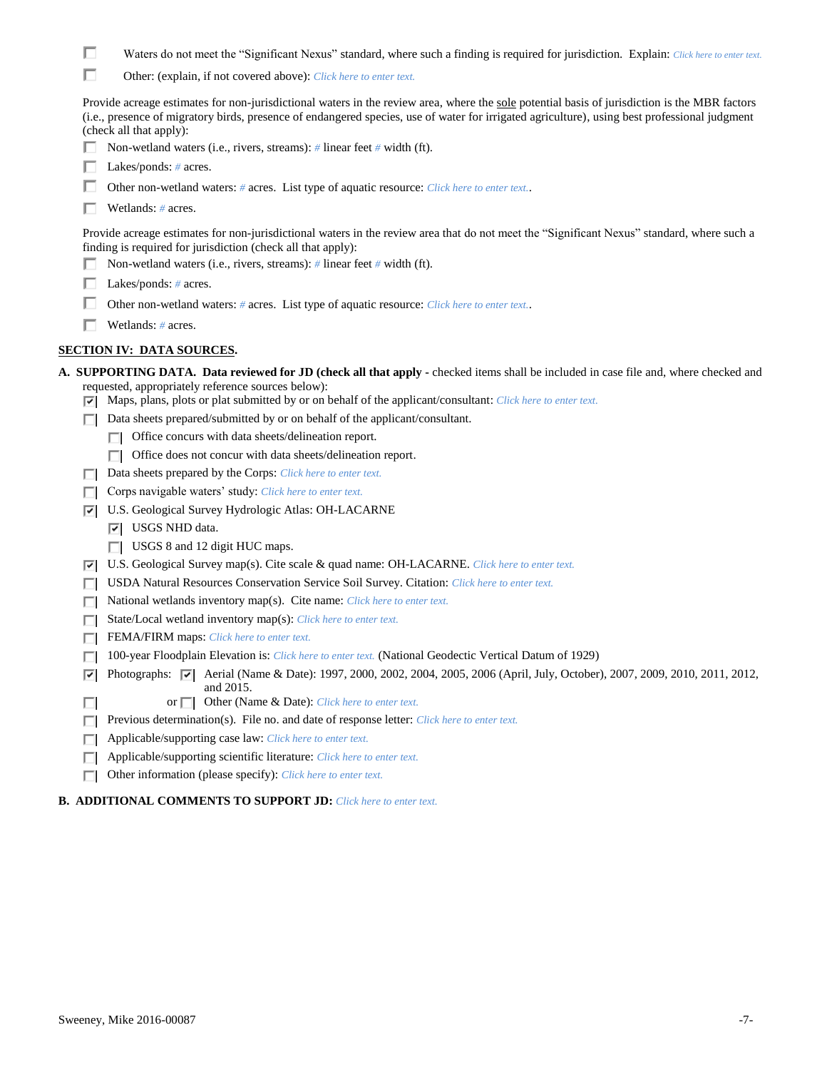- [ ] Waters do not meet the "Significant Nexus" standard, where such a finding is required for jurisdiction. Explain: *Click here to enter text.*
- [ ] Other: (explain, if not covered above): *Click here to enter text.*

Provide acreage estimates for non-jurisdictional waters in the review area, where the <u>sole</u> potential basis of jurisdiction is the MBR factors (i.e., presence of migratory birds, presence of endangered species, use of water for irrigated agriculture), using best professional judgment (check all that apply):

- [ ] Non-wetland waters (i.e., rivers, streams): # linear feet # width (ft).
- [ ] Lakes/ponds: # acres.
- [ ] Other non-wetland waters: # acres. List type of aquatic resource: *Click here to enter text.*.
- [ ] Wetlands: # acres.

Provide acreage estimates for non-jurisdictional waters in the review area that do not meet the "Significant Nexus" standard, where such a finding is required for jurisdiction (check all that apply):

- [ ] Non-wetland waters (i.e., rivers, streams): # linear feet # width (ft).
- [ ] Lakes/ponds: # acres.
- [ ] Other non-wetland waters: # acres. List type of aquatic resource: *Click here to enter text.*.
- [ ] Wetlands: # acres.

## SECTION IV: DATA SOURCES.

**A. SUPPORTING DATA. Data reviewed for JD (check all that apply -** checked items shall be included in case file and, where checked and requested, appropriately reference sources below):

- [x] Maps, plans, plots or plat submitted by or on behalf of the applicant/consultant: *Click here to enter text.*
- [ ] Data sheets prepared/submitted by or on behalf of the applicant/consultant.
  - [ ] Office concurs with data sheets/delineation report.
  - [ ] Office does not concur with data sheets/delineation report.
- [ ] Data sheets prepared by the Corps: *Click here to enter text.*
- [ ] Corps navigable waters' study: *Click here to enter text.*
- [x] U.S. Geological Survey Hydrologic Atlas: OH-LACARNE
  - [x] USGS NHD data.
  - [ ] USGS 8 and 12 digit HUC maps.
- [x] U.S. Geological Survey map(s). Cite scale & quad name: OH-LACARNE. *Click here to enter text.*
- [ ] USDA Natural Resources Conservation Service Soil Survey. Citation: *Click here to enter text.*
- [ ] National wetlands inventory map(s). Cite name: *Click here to enter text.*
- [ ] State/Local wetland inventory map(s): *Click here to enter text.*
- [ ] FEMA/FIRM maps: *Click here to enter text.*
- [ ] 100-year Floodplain Elevation is: *Click here to enter text.* (National Geodectic Vertical Datum of 1929)
- [x] Photographs: [x] Aerial (Name & Date): 1997, 2000, 2002, 2004, 2005, 2006 (April, July, October), 2007, 2009, 2010, 2011, 2012, and 2015.
- [ ] or [ ] Other (Name & Date): *Click here to enter text.*
- [ ] Previous determination(s). File no. and date of response letter: *Click here to enter text.*
- [ ] Applicable/supporting case law: *Click here to enter text.*
- [ ] Applicable/supporting scientific literature: *Click here to enter text.*
- [ ] Other information (please specify): *Click here to enter text.*

**B. ADDITIONAL COMMENTS TO SUPPORT JD:** *Click here to enter text.*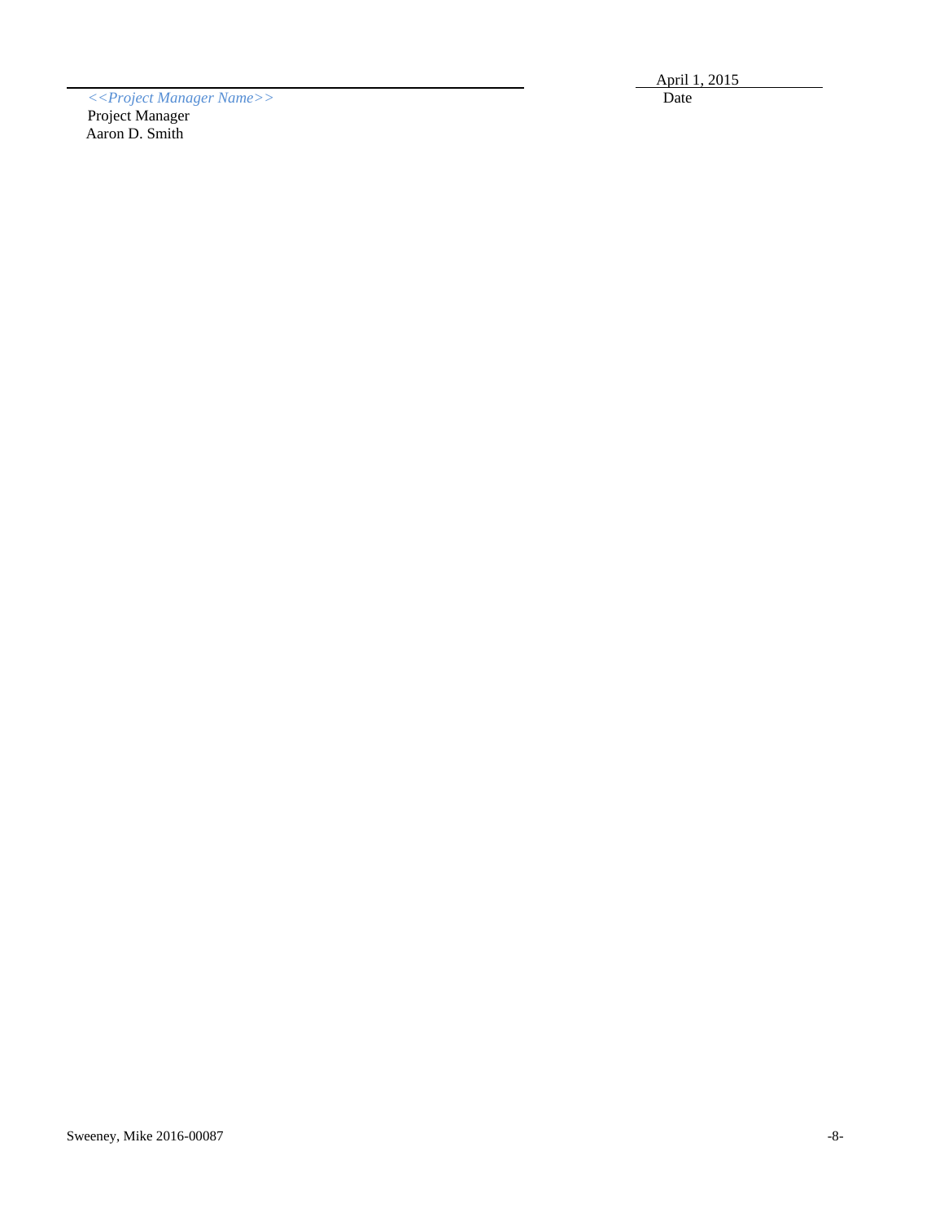___________________________________________ &nbsp;&nbsp;&nbsp;&nbsp; April 1, 2015

*<<Project Manager Name>>* &nbsp;&nbsp;&nbsp;&nbsp; Date

Project Manager

Aaron D. Smith